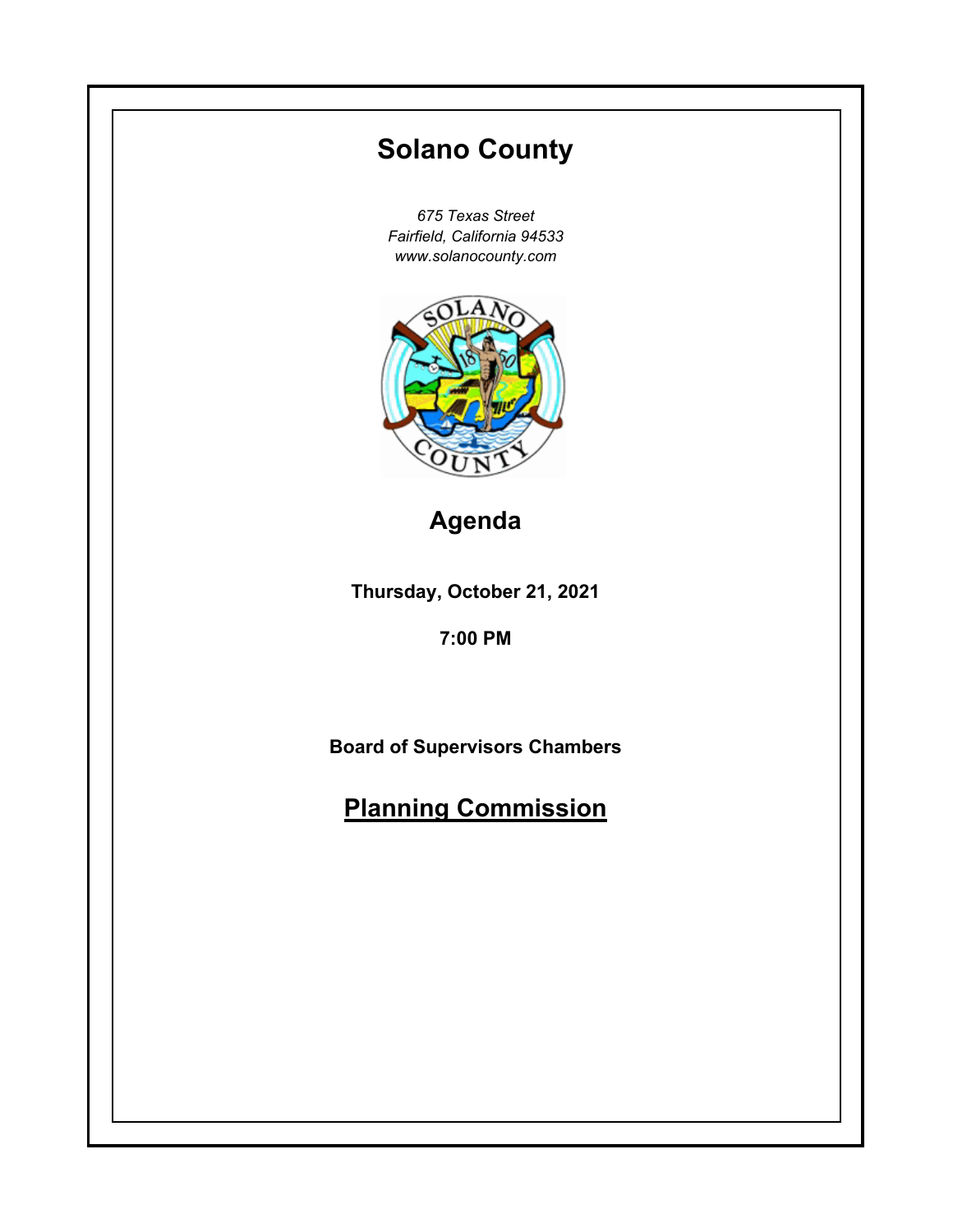# Solano County

*675 Texas Street*
*Fairfield, California 94533*
*www.solanocounty.com*

## Agenda

**Thursday, October 21, 2021**

**7:00 PM**

**Board of Supervisors Chambers**

## Planning Commission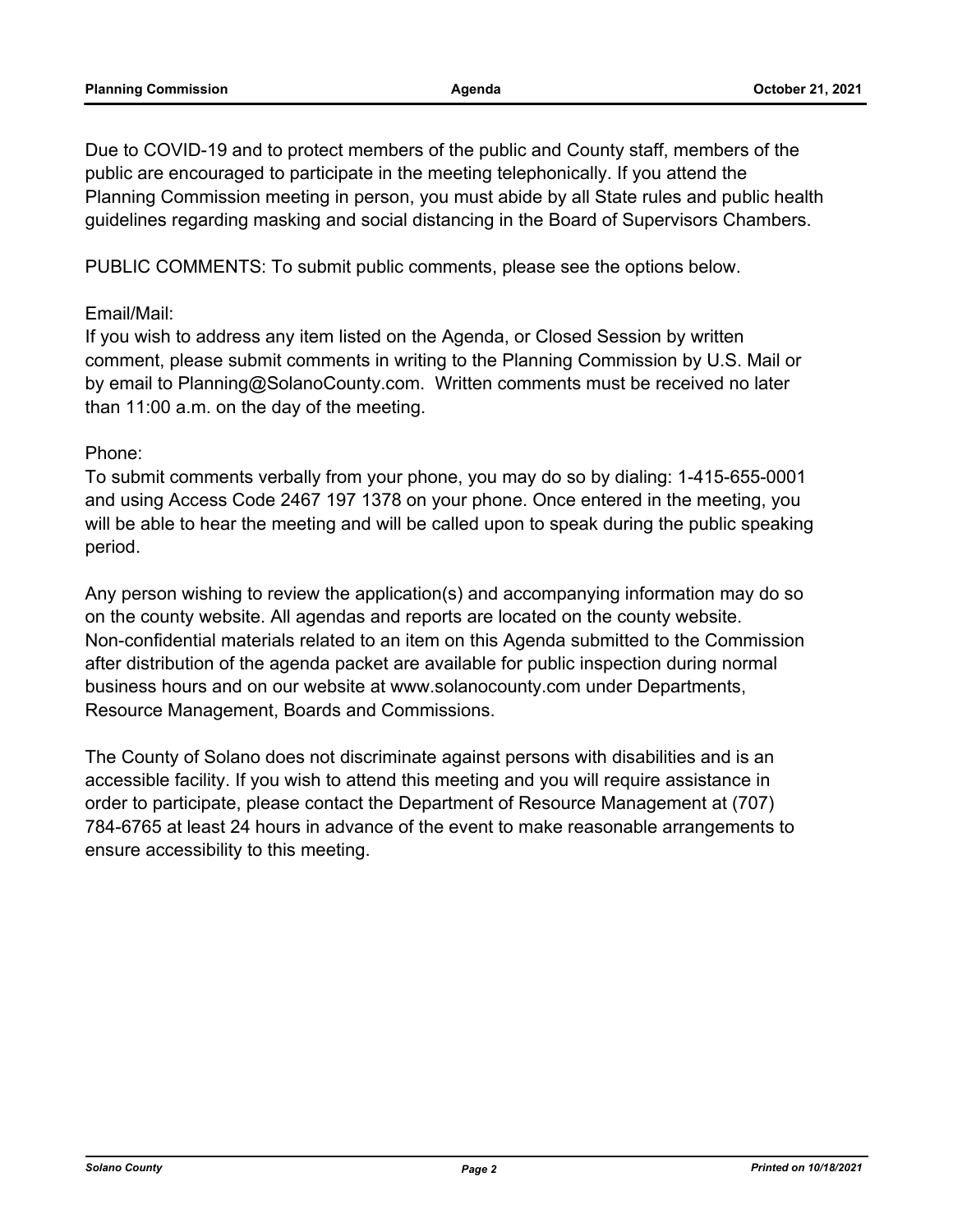Due to COVID-19 and to protect members of the public and County staff, members of the public are encouraged to participate in the meeting telephonically. If you attend the Planning Commission meeting in person, you must abide by all State rules and public health guidelines regarding masking and social distancing in the Board of Supervisors Chambers.

PUBLIC COMMENTS: To submit public comments, please see the options below.

Email/Mail:
If you wish to address any item listed on the Agenda, or Closed Session by written comment, please submit comments in writing to the Planning Commission by U.S. Mail or by email to Planning@SolanoCounty.com. Written comments must be received no later than 11:00 a.m. on the day of the meeting.

Phone:
To submit comments verbally from your phone, you may do so by dialing: 1-415-655-0001 and using Access Code 2467 197 1378 on your phone. Once entered in the meeting, you will be able to hear the meeting and will be called upon to speak during the public speaking period.

Any person wishing to review the application(s) and accompanying information may do so on the county website. All agendas and reports are located on the county website. Non-confidential materials related to an item on this Agenda submitted to the Commission after distribution of the agenda packet are available for public inspection during normal business hours and on our website at www.solanocounty.com under Departments, Resource Management, Boards and Commissions.

The County of Solano does not discriminate against persons with disabilities and is an accessible facility. If you wish to attend this meeting and you will require assistance in order to participate, please contact the Department of Resource Management at (707) 784-6765 at least 24 hours in advance of the event to make reasonable arrangements to ensure accessibility to this meeting.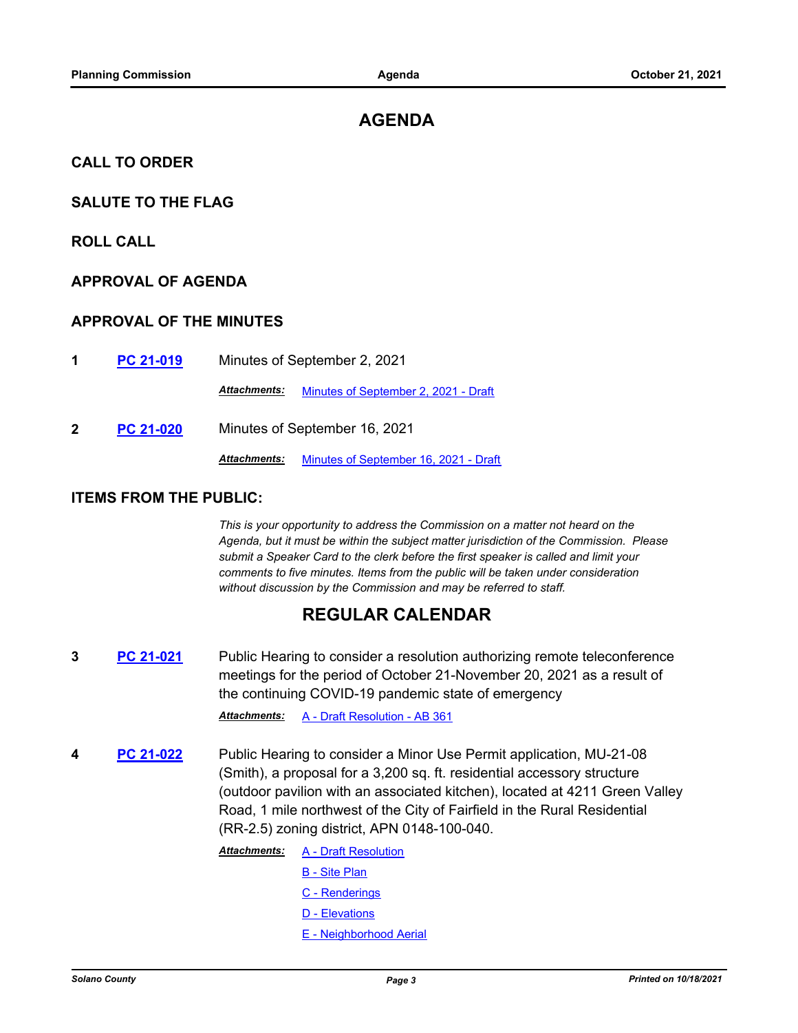# AGENDA

## CALL TO ORDER

## SALUTE TO THE FLAG

## ROLL CALL

## APPROVAL OF AGENDA

## APPROVAL OF THE MINUTES

**1** **PC 21-019** Minutes of September 2, 2021

***Attachments:*** Minutes of September 2, 2021 - Draft

**2** **PC 21-020** Minutes of September 16, 2021

***Attachments:*** Minutes of September 16, 2021 - Draft

## ITEMS FROM THE PUBLIC:

*This is your opportunity to address the Commission on a matter not heard on the Agenda, but it must be within the subject matter jurisdiction of the Commission. Please submit a Speaker Card to the clerk before the first speaker is called and limit your comments to five minutes. Items from the public will be taken under consideration without discussion by the Commission and may be referred to staff.*

# REGULAR CALENDAR

**3** **PC 21-021** Public Hearing to consider a resolution authorizing remote teleconference meetings for the period of October 21-November 20, 2021 as a result of the continuing COVID-19 pandemic state of emergency

***Attachments:*** A - Draft Resolution - AB 361

**4** **PC 21-022** Public Hearing to consider a Minor Use Permit application, MU-21-08 (Smith), a proposal for a 3,200 sq. ft. residential accessory structure (outdoor pavilion with an associated kitchen), located at 4211 Green Valley Road, 1 mile northwest of the City of Fairfield in the Rural Residential (RR-2.5) zoning district, APN 0148-100-040.

***Attachments:*** A - Draft Resolution

B - Site Plan

C - Renderings

D - Elevations

E - Neighborhood Aerial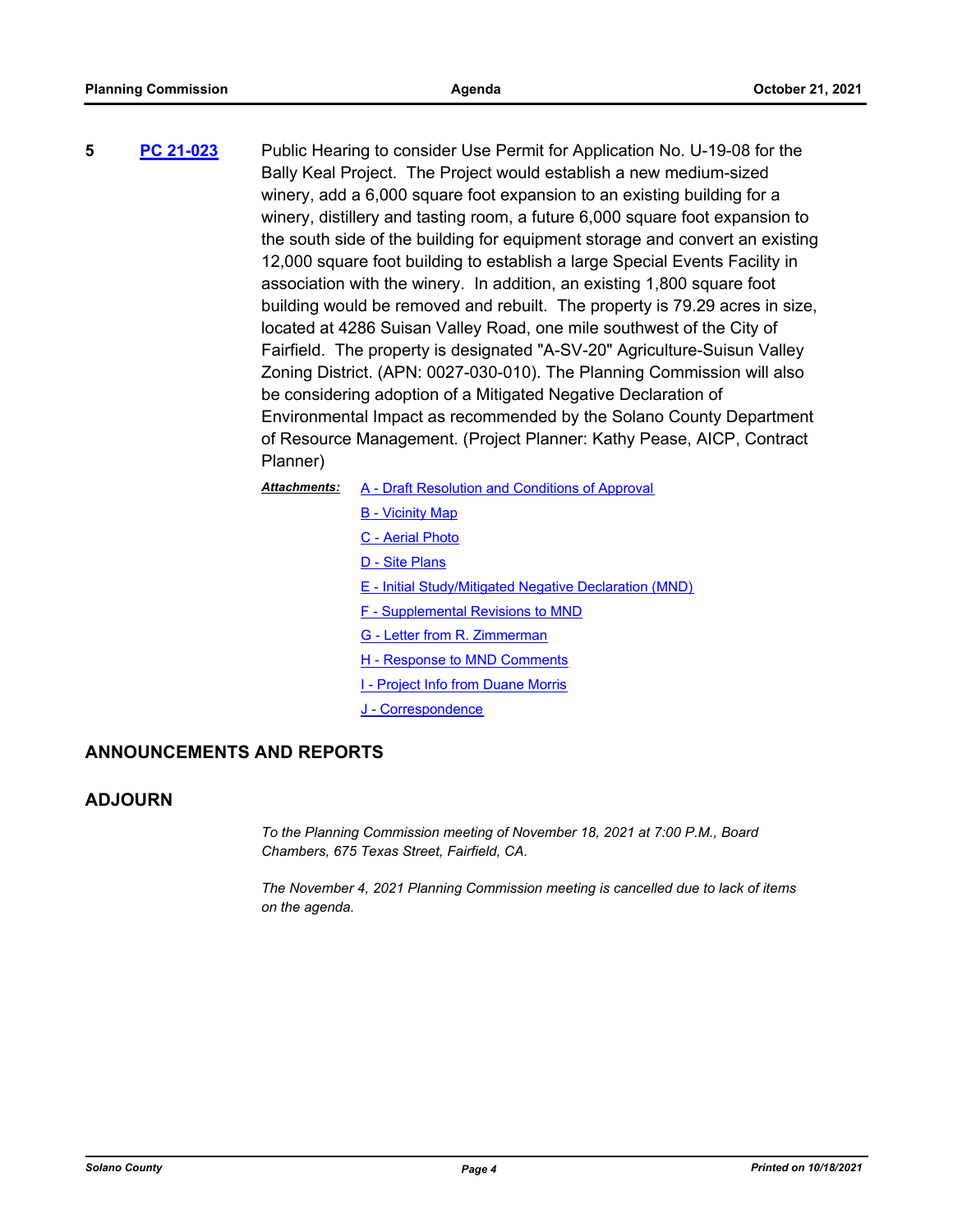**5** **PC 21-023** Public Hearing to consider Use Permit for Application No. U-19-08 for the Bally Keal Project. The Project would establish a new medium-sized winery, add a 6,000 square foot expansion to an existing building for a winery, distillery and tasting room, a future 6,000 square foot expansion to the south side of the building for equipment storage and convert an existing 12,000 square foot building to establish a large Special Events Facility in association with the winery. In addition, an existing 1,800 square foot building would be removed and rebuilt. The property is 79.29 acres in size, located at 4286 Suisan Valley Road, one mile southwest of the City of Fairfield. The property is designated "A-SV-20" Agriculture-Suisun Valley Zoning District. (APN: 0027-030-010). The Planning Commission will also be considering adoption of a Mitigated Negative Declaration of Environmental Impact as recommended by the Solano County Department of Resource Management. (Project Planner: Kathy Pease, AICP, Contract Planner)

***Attachments:***
- A - Draft Resolution and Conditions of Approval
- B - Vicinity Map
- C - Aerial Photo
- D - Site Plans
- E - Initial Study/Mitigated Negative Declaration (MND)
- F - Supplemental Revisions to MND
- G - Letter from R. Zimmerman
- H - Response to MND Comments
- I - Project Info from Duane Morris
- J - Correspondence

## ANNOUNCEMENTS AND REPORTS

## ADJOURN

*To the Planning Commission meeting of November 18, 2021 at 7:00 P.M., Board Chambers, 675 Texas Street, Fairfield, CA.*

*The November 4, 2021 Planning Commission meeting is cancelled due to lack of items on the agenda.*